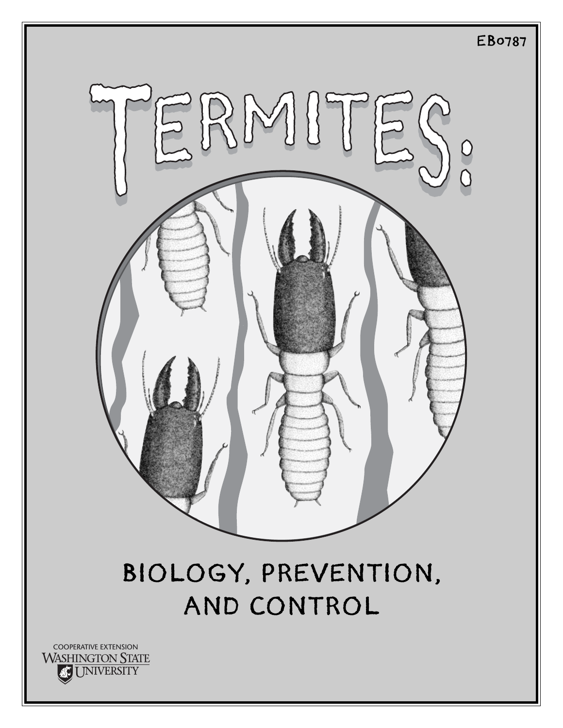EB0787

# TERMITES:

## BIOLOGY, PREVENTION, AND CONTROL

COOPERATIVE EXTENSION
WASHINGTON STATE UNIVERSITY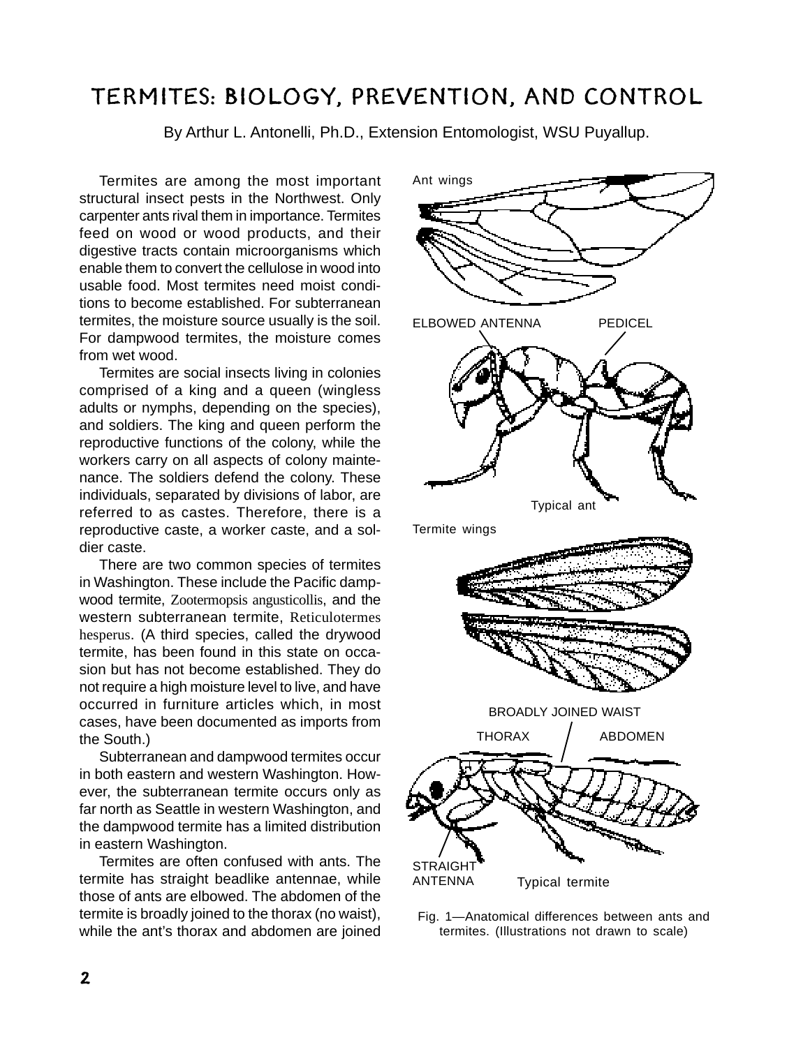// TERMITES: BIOLOGY, PREVENTION, AND CONTROL

By Arthur L. Antonelli, Ph.D., Extension Entomologist, WSU Puyallup.

Termites are among the most important structural insect pests in the Northwest. Only carpenter ants rival them in importance. Termites feed on wood or wood products, and their digestive tracts contain microorganisms which enable them to convert the cellulose in wood into usable food. Most termites need moist conditions to become established. For subterranean termites, the moisture source usually is the soil. For dampwood termites, the moisture comes from wet wood.

Termites are social insects living in colonies comprised of a king and a queen (wingless adults or nymphs, depending on the species), and soldiers. The king and queen perform the reproductive functions of the colony, while the workers carry on all aspects of colony maintenance. The soldiers defend the colony. These individuals, separated by divisions of labor, are referred to as castes. Therefore, there is a reproductive caste, a worker caste, and a soldier caste.

There are two common species of termites in Washington. These include the Pacific dampwood termite, Zootermopsis angusticollis, and the western subterranean termite, Reticulotermes hesperus. (A third species, called the drywood termite, has been found in this state on occasion but has not become established. They do not require a high moisture level to live, and have occurred in furniture articles which, in most cases, have been documented as imports from the South.)

Subterranean and dampwood termites occur in both eastern and western Washington. However, the subterranean termite occurs only as far north as Seattle in western Washington, and the dampwood termite has a limited distribution in eastern Washington.

Termites are often confused with ants. The termite has straight beadlike antennae, while those of ants are elbowed. The abdomen of the termite is broadly joined to the thorax (no waist), while the ant's thorax and abdomen are joined

Ant wings

ELBOWED ANTENNA PEDICEL

Typical ant

Termite wings

BROADLY JOINED WAIST

THORAX ABDOMEN

STRAIGHT ANTENNA

Typical termite

Fig. 1—Anatomical differences between ants and termites. (Illustrations not drawn to scale)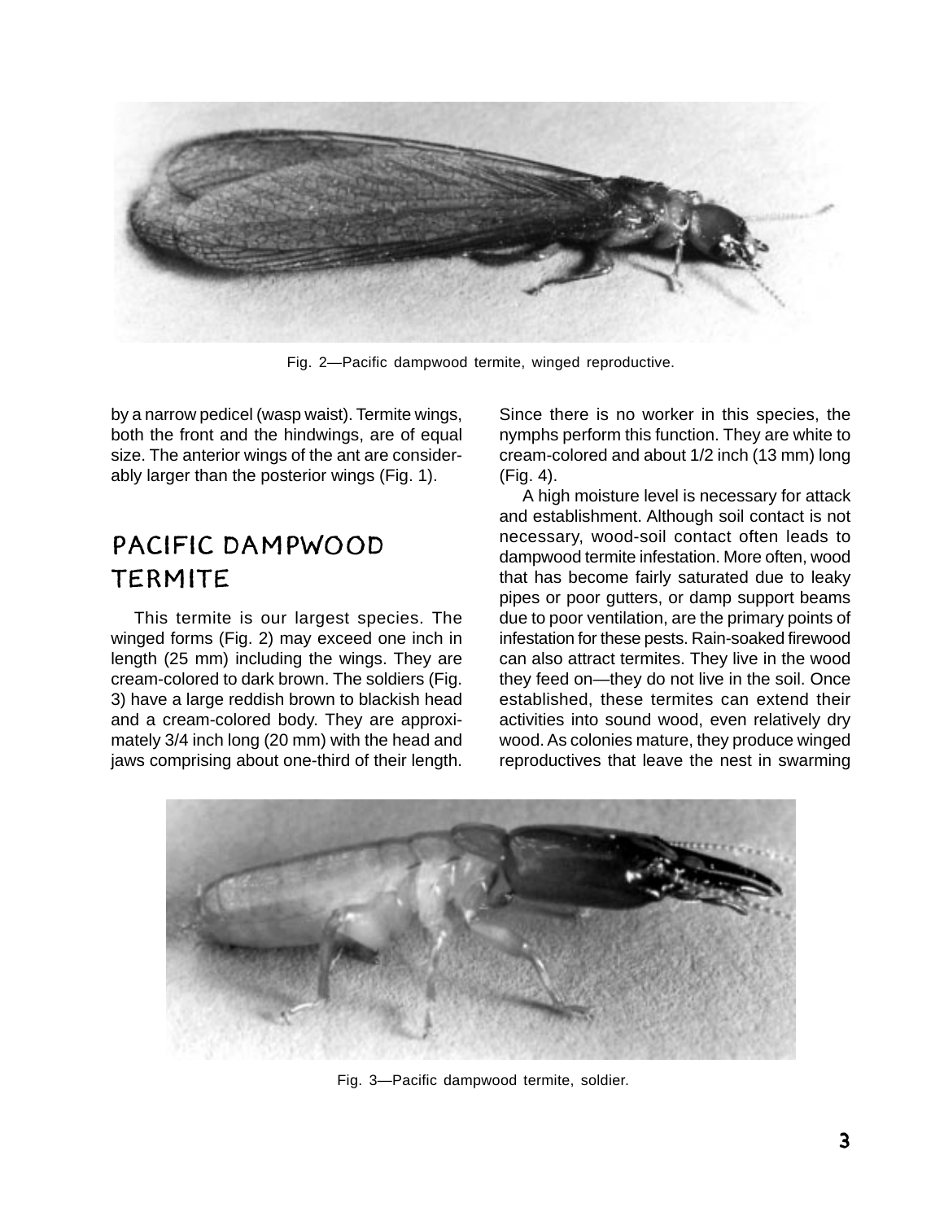Fig. 2—Pacific dampwood termite, winged reproductive.

by a narrow pedicel (wasp waist). Termite wings, both the front and the hindwings, are of equal size. The anterior wings of the ant are considerably larger than the posterior wings (Fig. 1).

## PACIFIC DAMPWOOD TERMITE

This termite is our largest species. The winged forms (Fig. 2) may exceed one inch in length (25 mm) including the wings. They are cream-colored to dark brown. The soldiers (Fig. 3) have a large reddish brown to blackish head and a cream-colored body. They are approximately 3/4 inch long (20 mm) with the head and jaws comprising about one-third of their length. Since there is no worker in this species, the nymphs perform this function. They are white to cream-colored and about 1/2 inch (13 mm) long (Fig. 4).

A high moisture level is necessary for attack and establishment. Although soil contact is not necessary, wood-soil contact often leads to dampwood termite infestation. More often, wood that has become fairly saturated due to leaky pipes or poor gutters, or damp support beams due to poor ventilation, are the primary points of infestation for these pests. Rain-soaked firewood can also attract termites. They live in the wood they feed on—they do not live in the soil. Once established, these termites can extend their activities into sound wood, even relatively dry wood. As colonies mature, they produce winged reproductives that leave the nest in swarming

Fig. 3—Pacific dampwood termite, soldier.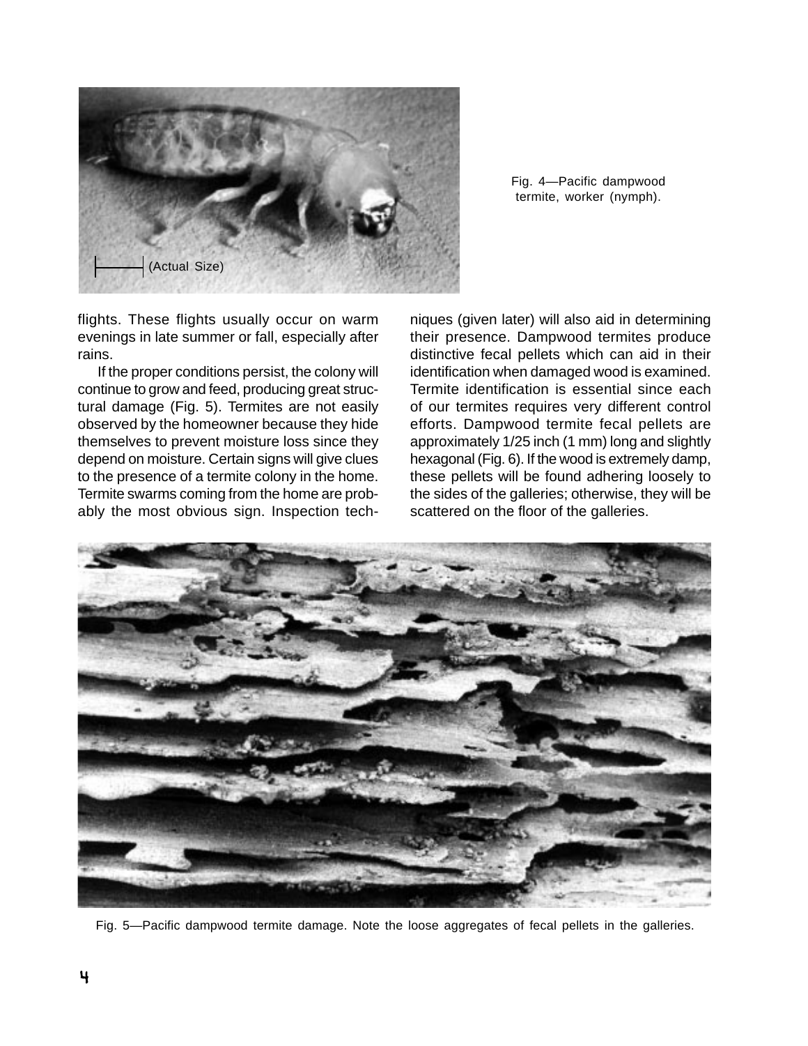Fig. 4—Pacific dampwood termite, worker (nymph).

flights. These flights usually occur on warm evenings in late summer or fall, especially after rains.

If the proper conditions persist, the colony will continue to grow and feed, producing great structural damage (Fig. 5). Termites are not easily observed by the homeowner because they hide themselves to prevent moisture loss since they depend on moisture. Certain signs will give clues to the presence of a termite colony in the home. Termite swarms coming from the home are probably the most obvious sign. Inspection techniques (given later) will also aid in determining their presence. Dampwood termites produce distinctive fecal pellets which can aid in their identification when damaged wood is examined. Termite identification is essential since each of our termites requires very different control efforts. Dampwood termite fecal pellets are approximately 1/25 inch (1 mm) long and slightly hexagonal (Fig. 6). If the wood is extremely damp, these pellets will be found adhering loosely to the sides of the galleries; otherwise, they will be scattered on the floor of the galleries.

Fig. 5—Pacific dampwood termite damage. Note the loose aggregates of fecal pellets in the galleries.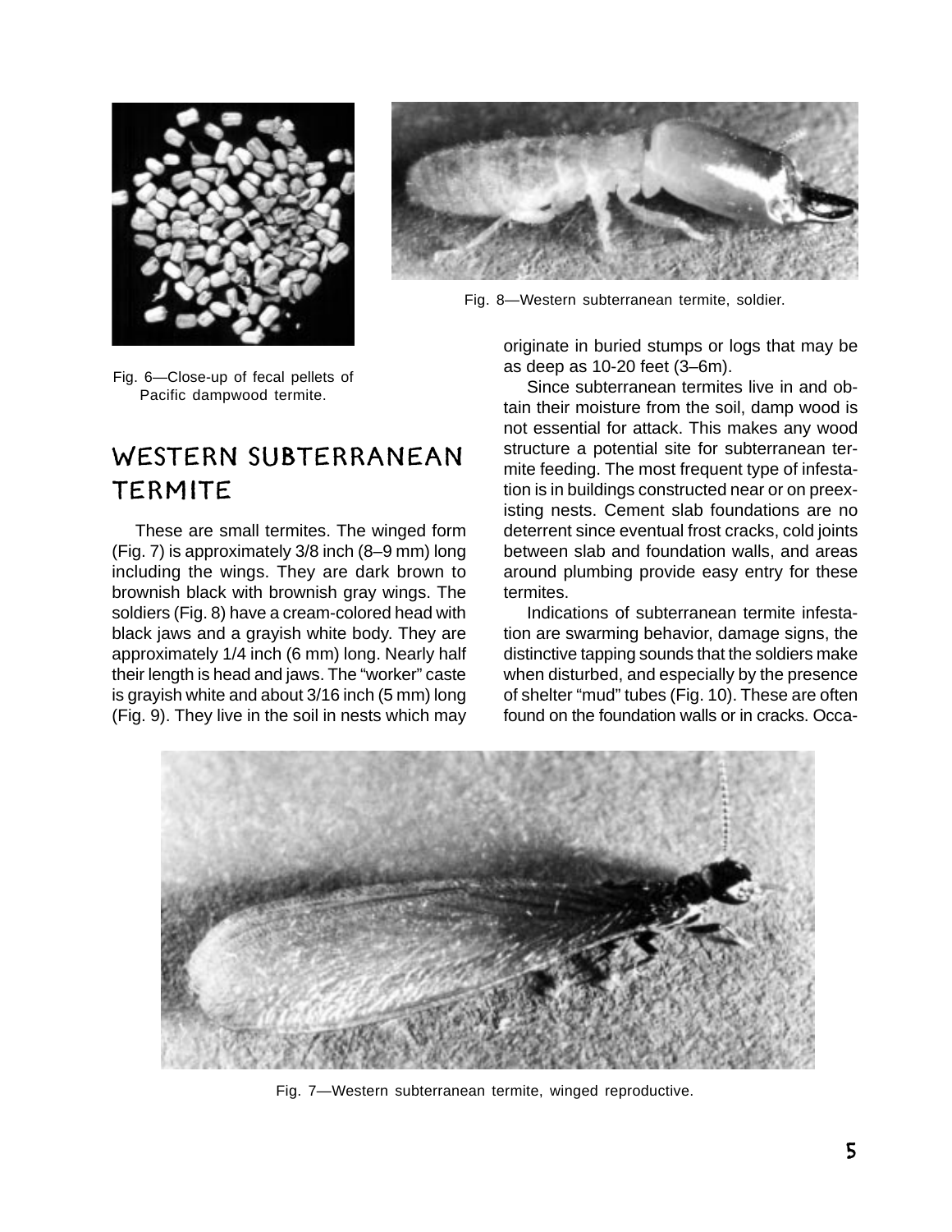Fig. 6—Close-up of fecal pellets of Pacific dampwood termite.

Fig. 8—Western subterranean termite, soldier.

## WESTERN SUBTERRANEAN TERMITE

These are small termites. The winged form (Fig. 7) is approximately 3/8 inch (8–9 mm) long including the wings. They are dark brown to brownish black with brownish gray wings. The soldiers (Fig. 8) have a cream-colored head with black jaws and a grayish white body. They are approximately 1/4 inch (6 mm) long. Nearly half their length is head and jaws. The "worker" caste is grayish white and about 3/16 inch (5 mm) long (Fig. 9). They live in the soil in nests which may originate in buried stumps or logs that may be as deep as 10-20 feet (3–6m).

Since subterranean termites live in and obtain their moisture from the soil, damp wood is not essential for attack. This makes any wood structure a potential site for subterranean termite feeding. The most frequent type of infestation is in buildings constructed near or on preexisting nests. Cement slab foundations are no deterrent since eventual frost cracks, cold joints between slab and foundation walls, and areas around plumbing provide easy entry for these termites.

Indications of subterranean termite infestation are swarming behavior, damage signs, the distinctive tapping sounds that the soldiers make when disturbed, and especially by the presence of shelter "mud" tubes (Fig. 10). These are often found on the foundation walls or in cracks. Occa-

Fig. 7—Western subterranean termite, winged reproductive.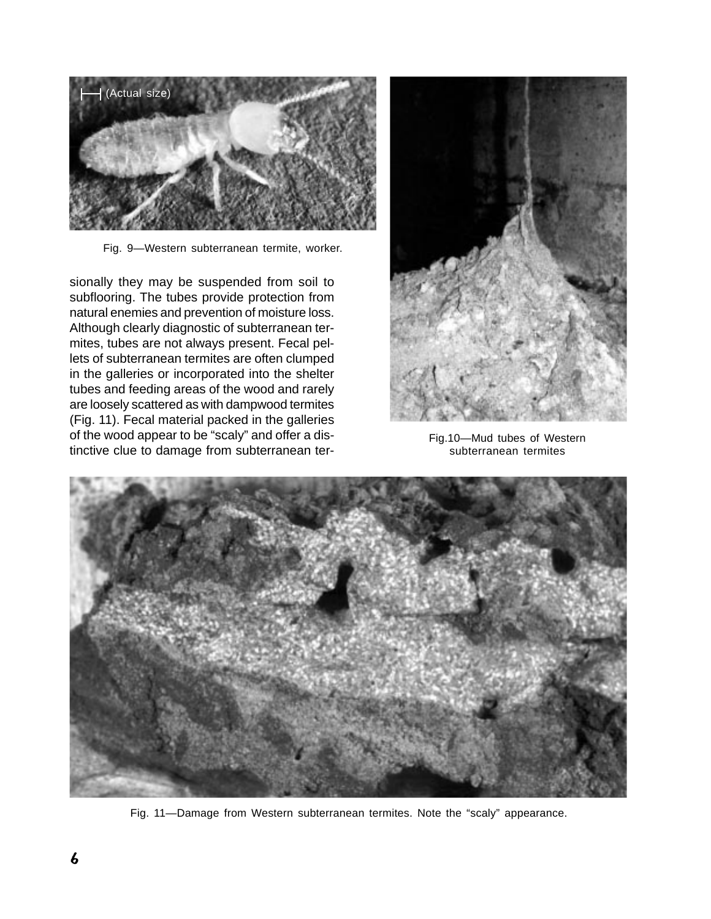(Actual size)

Fig. 9—Western subterranean termite, worker.

sionally they may be suspended from soil to subflooring. The tubes provide protection from natural enemies and prevention of moisture loss. Although clearly diagnostic of subterranean termites, tubes are not always present. Fecal pellets of subterranean termites are often clumped in the galleries or incorporated into the shelter tubes and feeding areas of the wood and rarely are loosely scattered as with dampwood termites (Fig. 11). Fecal material packed in the galleries of the wood appear to be "scaly" and offer a distinctive clue to damage from subterranean ter-

Fig.10—Mud tubes of Western subterranean termites

Fig. 11—Damage from Western subterranean termites. Note the "scaly" appearance.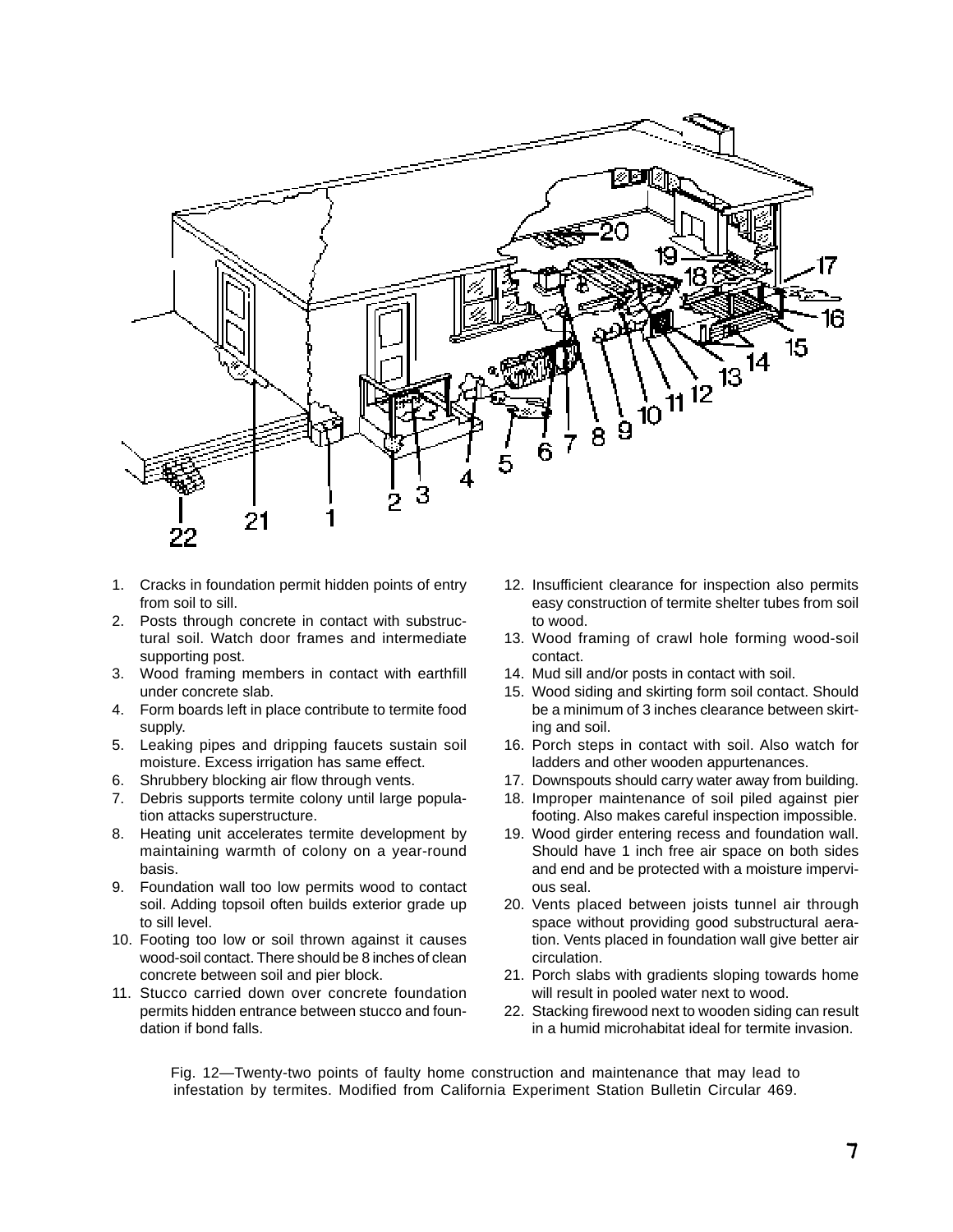1. Cracks in foundation permit hidden points of entry from soil to sill.
2. Posts through concrete in contact with substructural soil. Watch door frames and intermediate supporting post.
3. Wood framing members in contact with earthfill under concrete slab.
4. Form boards left in place contribute to termite food supply.
5. Leaking pipes and dripping faucets sustain soil moisture. Excess irrigation has same effect.
6. Shrubbery blocking air flow through vents.
7. Debris supports termite colony until large population attacks superstructure.
8. Heating unit accelerates termite development by maintaining warmth of colony on a year-round basis.
9. Foundation wall too low permits wood to contact soil. Adding topsoil often builds exterior grade up to sill level.
10. Footing too low or soil thrown against it causes wood-soil contact. There should be 8 inches of clean concrete between soil and pier block.
11. Stucco carried down over concrete foundation permits hidden entrance between stucco and foundation if bond falls.
12. Insufficient clearance for inspection also permits easy construction of termite shelter tubes from soil to wood.
13. Wood framing of crawl hole forming wood-soil contact.
14. Mud sill and/or posts in contact with soil.
15. Wood siding and skirting form soil contact. Should be a minimum of 3 inches clearance between skirting and soil.
16. Porch steps in contact with soil. Also watch for ladders and other wooden appurtenances.
17. Downspouts should carry water away from building.
18. Improper maintenance of soil piled against pier footing. Also makes careful inspection impossible.
19. Wood girder entering recess and foundation wall. Should have 1 inch free air space on both sides and end and be protected with a moisture impervious seal.
20. Vents placed between joists tunnel air through space without providing good substructural aeration. Vents placed in foundation wall give better air circulation.
21. Porch slabs with gradients sloping towards home will result in pooled water next to wood.
22. Stacking firewood next to wooden siding can result in a humid microhabitat ideal for termite invasion.

Fig. 12—Twenty-two points of faulty home construction and maintenance that may lead to infestation by termites. Modified from California Experiment Station Bulletin Circular 469.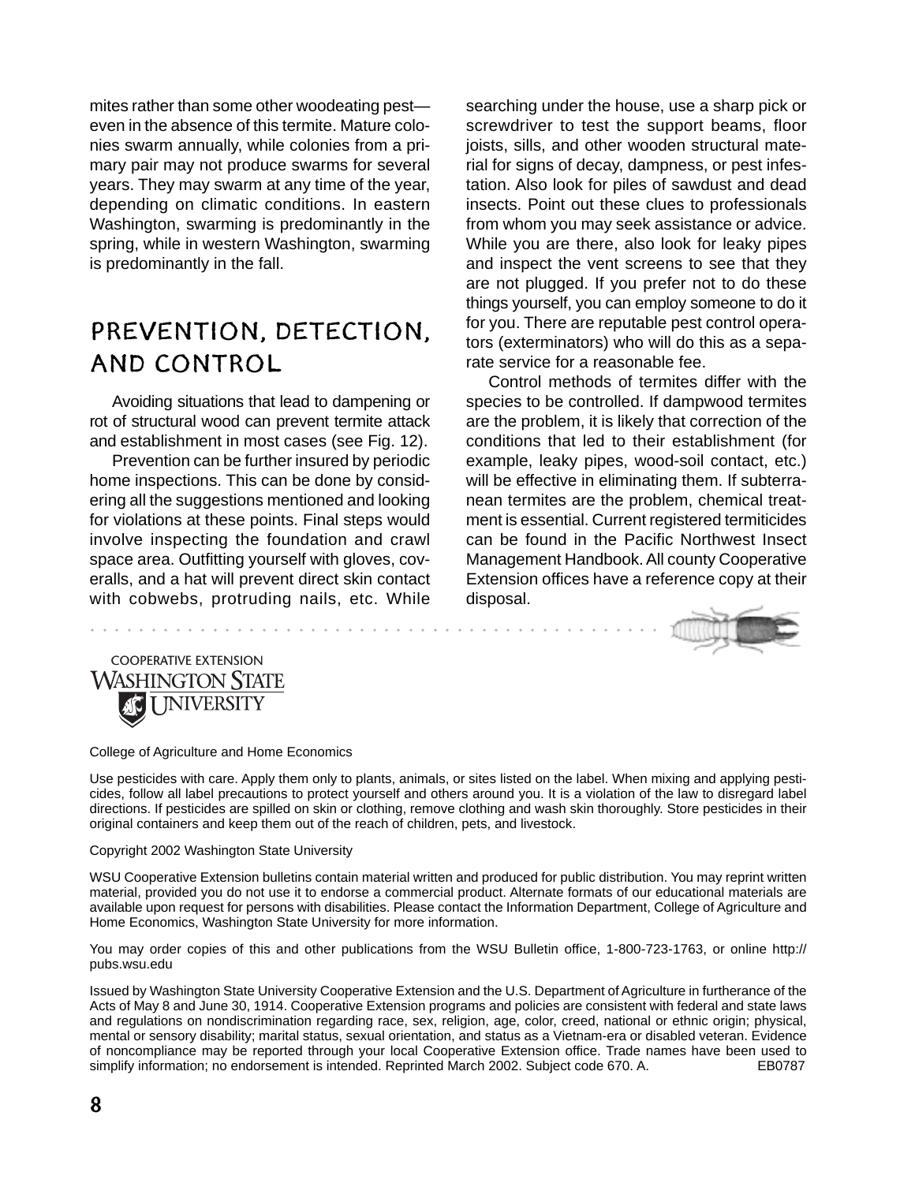mites rather than some other woodeating pest—even in the absence of this termite. Mature colonies swarm annually, while colonies from a primary pair may not produce swarms for several years. They may swarm at any time of the year, depending on climatic conditions. In eastern Washington, swarming is predominantly in the spring, while in western Washington, swarming is predominantly in the fall.

## PREVENTION, DETECTION, AND CONTROL

Avoiding situations that lead to dampening or rot of structural wood can prevent termite attack and establishment in most cases (see Fig. 12).

Prevention can be further insured by periodic home inspections. This can be done by considering all the suggestions mentioned and looking for violations at these points. Final steps would involve inspecting the foundation and crawl space area. Outfitting yourself with gloves, coveralls, and a hat will prevent direct skin contact with cobwebs, protruding nails, etc. While searching under the house, use a sharp pick or screwdriver to test the support beams, floor joists, sills, and other wooden structural material for signs of decay, dampness, or pest infestation. Also look for piles of sawdust and dead insects. Point out these clues to professionals from whom you may seek assistance or advice. While you are there, also look for leaky pipes and inspect the vent screens to see that they are not plugged. If you prefer not to do these things yourself, you can employ someone to do it for you. There are reputable pest control operators (exterminators) who will do this as a separate service for a reasonable fee.

Control methods of termites differ with the species to be controlled. If dampwood termites are the problem, it is likely that correction of the conditions that led to their establishment (for example, leaky pipes, wood-soil contact, etc.) will be effective in eliminating them. If subterranean termites are the problem, chemical treatment is essential. Current registered termiticides can be found in the Pacific Northwest Insect Management Handbook. All county Cooperative Extension offices have a reference copy at their disposal.

COOPERATIVE EXTENSION
WASHINGTON STATE UNIVERSITY

College of Agriculture and Home Economics

Use pesticides with care. Apply them only to plants, animals, or sites listed on the label. When mixing and applying pesticides, follow all label precautions to protect yourself and others around you. It is a violation of the law to disregard label directions. If pesticides are spilled on skin or clothing, remove clothing and wash skin thoroughly. Store pesticides in their original containers and keep them out of the reach of children, pets, and livestock.

Copyright 2002 Washington State University

WSU Cooperative Extension bulletins contain material written and produced for public distribution. You may reprint written material, provided you do not use it to endorse a commercial product. Alternate formats of our educational materials are available upon request for persons with disabilities. Please contact the Information Department, College of Agriculture and Home Economics, Washington State University for more information.

You may order copies of this and other publications from the WSU Bulletin office, 1-800-723-1763, or online http://pubs.wsu.edu

Issued by Washington State University Cooperative Extension and the U.S. Department of Agriculture in furtherance of the Acts of May 8 and June 30, 1914. Cooperative Extension programs and policies are consistent with federal and state laws and regulations on nondiscrimination regarding race, sex, religion, age, color, creed, national or ethnic origin; physical, mental or sensory disability; marital status, sexual orientation, and status as a Vietnam-era or disabled veteran. Evidence of noncompliance may be reported through your local Cooperative Extension office. Trade names have been used to simplify information; no endorsement is intended. Reprinted March 2002. Subject code 670. A. EB0787